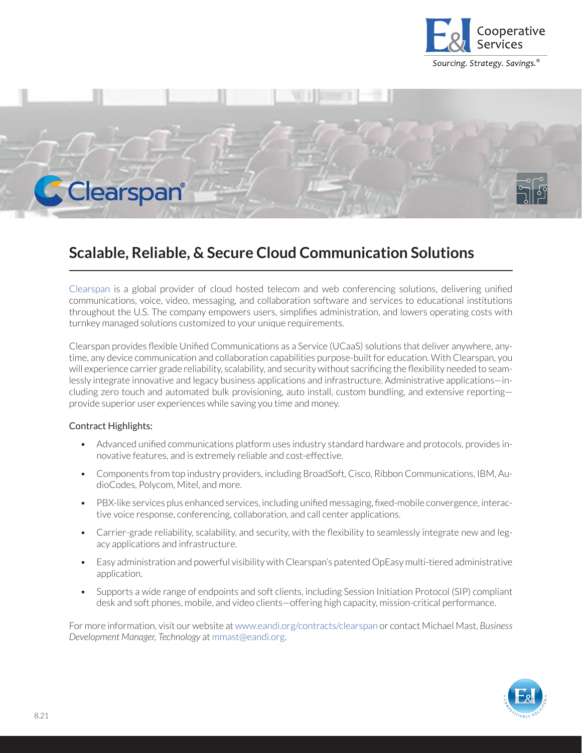# Scalable, Reliable, & Secure Cloud Communication Solutions

Clearspan is a global provider of cloud hosted telecom and web conferencing solutions, delivering unified communications, voice, video, messaging, and collaboration software and services to educational institutions throughout the U.S. The company empowers users, simplifies administration, and lowers operating costs with turnkey managed solutions customized to your unique requirements.

Clearspan provides flexible Unified Communications as a Service (UCaaS) solutions that deliver anywhere, anytime, any device communication and collaboration capabilities purpose-built for education. With Clearspan, you will experience carrier grade reliability, scalability, and security without sacrificing the flexibility needed to seamlessly integrate innovative and legacy business applications and infrastructure. Administrative applications—including zero touch and automated bulk provisioning, auto install, custom bundling, and extensive reporting—provide superior user experiences while saving you time and money.

Contract Highlights:

- Advanced unified communications platform uses industry standard hardware and protocols, provides innovative features, and is extremely reliable and cost-effective.
- Components from top industry providers, including BroadSoft, Cisco, Ribbon Communications, IBM, AudioCodes, Polycom, Mitel, and more.
- PBX-like services plus enhanced services, including unified messaging, fixed-mobile convergence, interactive voice response, conferencing, collaboration, and call center applications.
- Carrier-grade reliability, scalability, and security, with the flexibility to seamlessly integrate new and legacy applications and infrastructure.
- Easy administration and powerful visibility with Clearspan's patented OpEasy multi-tiered administrative application.
- Supports a wide range of endpoints and soft clients, including Session Initiation Protocol (SIP) compliant desk and soft phones, mobile, and video clients—offering high capacity, mission-critical performance.

For more information, visit our website at www.eandi.org/contracts/clearspan or contact Michael Mast, *Business Development Manager, Technology* at mmast@eandi.org.

8.21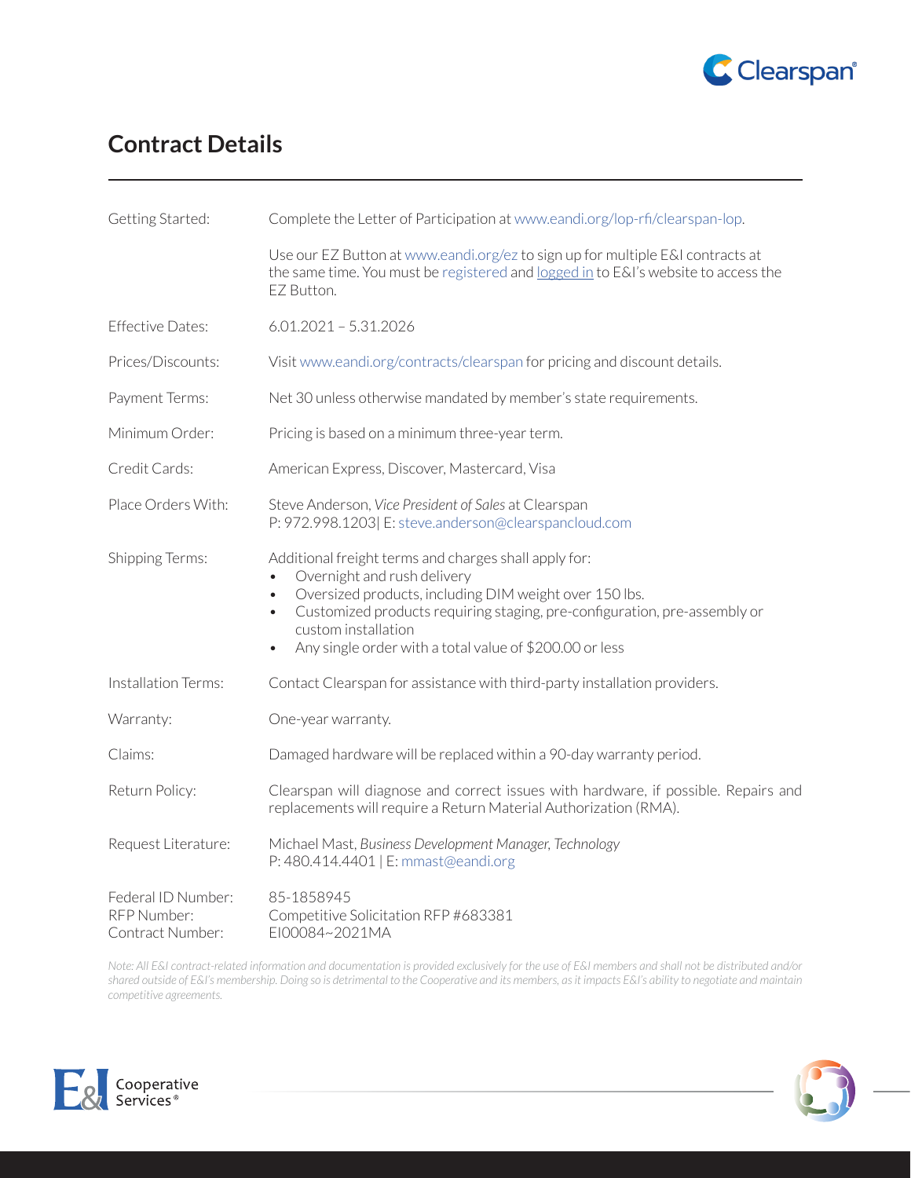## Contract Details

| | |
|---|---|
| Getting Started: | Complete the Letter of Participation at www.eandi.org/lop-rfi/clearspan-lop.<br><br>Use our EZ Button at www.eandi.org/ez to sign up for multiple E&I contracts at the same time. You must be registered and logged in to E&I's website to access the EZ Button. |
| Effective Dates: | 6.01.2021 – 5.31.2026 |
| Prices/Discounts: | Visit www.eandi.org/contracts/clearspan for pricing and discount details. |
| Payment Terms: | Net 30 unless otherwise mandated by member's state requirements. |
| Minimum Order: | Pricing is based on a minimum three-year term. |
| Credit Cards: | American Express, Discover, Mastercard, Visa |
| Place Orders With: | Steve Anderson, *Vice President of Sales* at Clearspan<br>P: 972.998.1203\| E: steve.anderson@clearspancloud.com |
| Shipping Terms: | Additional freight terms and charges shall apply for:<br>• Overnight and rush delivery<br>• Oversized products, including DIM weight over 150 lbs.<br>• Customized products requiring staging, pre-configuration, pre-assembly or custom installation<br>• Any single order with a total value of $200.00 or less |
| Installation Terms: | Contact Clearspan for assistance with third-party installation providers. |
| Warranty: | One-year warranty. |
| Claims: | Damaged hardware will be replaced within a 90-day warranty period. |
| Return Policy: | Clearspan will diagnose and correct issues with hardware, if possible. Repairs and replacements will require a Return Material Authorization (RMA). |
| Request Literature: | Michael Mast, *Business Development Manager, Technology*<br>P: 480.414.4401 \| E: mmast@eandi.org |
| Federal ID Number: | 85-1858945 |
| RFP Number: | Competitive Solicitation RFP #683381 |
| Contract Number: | EI00084~2021MA |

*Note: All E&I contract-related information and documentation is provided exclusively for the use of E&I members and shall not be distributed and/or shared outside of E&I's membership. Doing so is detrimental to the Cooperative and its members, as it impacts E&I's ability to negotiate and maintain competitive agreements.*